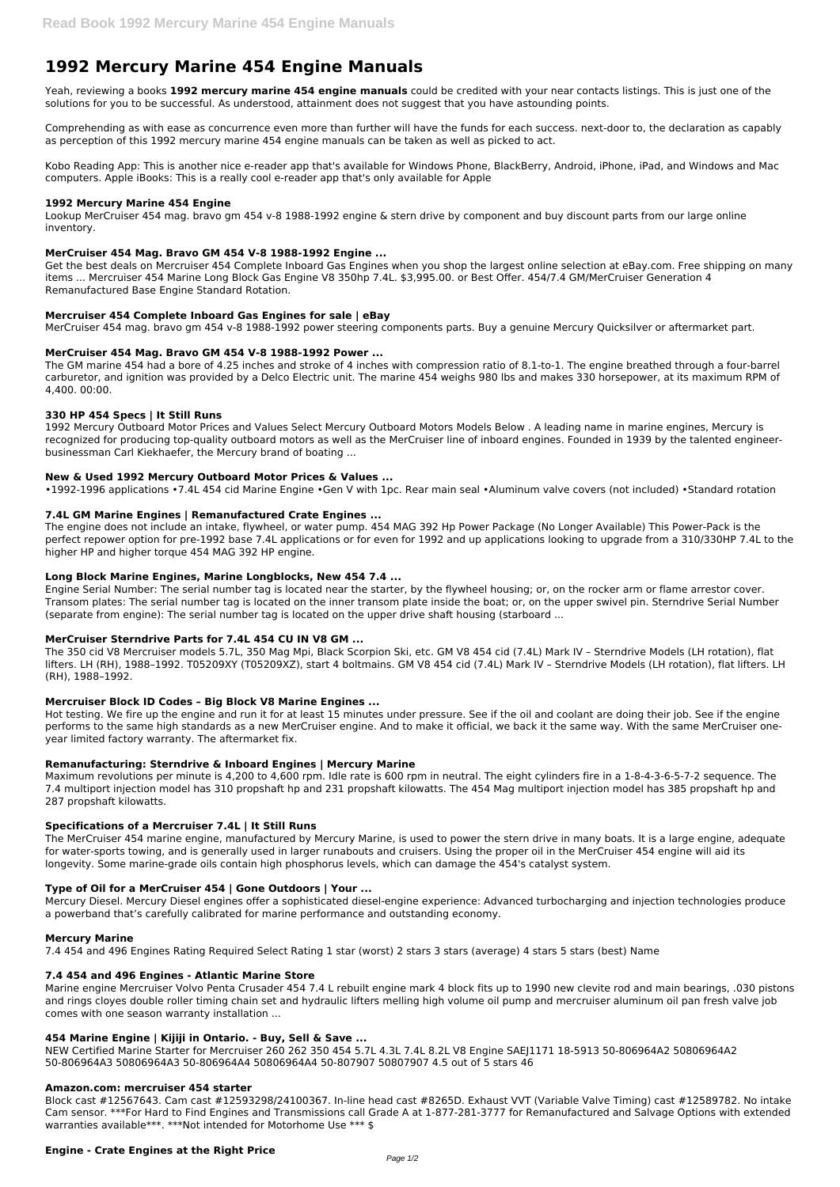# 1992 Mercury Marine 454 Engine Manuals

Yeah, reviewing a books **1992 mercury marine 454 engine manuals** could be credited with your near contacts listings. This is just one of the solutions for you to be successful. As understood, attainment does not suggest that you have astounding points.

Comprehending as with ease as concurrence even more than further will have the funds for each success. next-door to, the declaration as capably as perception of this 1992 mercury marine 454 engine manuals can be taken as well as picked to act.

Kobo Reading App: This is another nice e-reader app that's available for Windows Phone, BlackBerry, Android, iPhone, iPad, and Windows and Mac computers. Apple iBooks: This is a really cool e-reader app that's only available for Apple

### 1992 Mercury Marine 454 Engine

Lookup MerCruiser 454 mag. bravo gm 454 v-8 1988-1992 engine & stern drive by component and buy discount parts from our large online inventory.

### MerCruiser 454 Mag. Bravo GM 454 V-8 1988-1992 Engine ...

Get the best deals on Mercruiser 454 Complete Inboard Gas Engines when you shop the largest online selection at eBay.com. Free shipping on many items ... Mercruiser 454 Marine Long Block Gas Engine V8 350hp 7.4L. $3,995.00. or Best Offer. 454/7.4 GM/MerCruiser Generation 4 Remanufactured Base Engine Standard Rotation.

### Mercruiser 454 Complete Inboard Gas Engines for sale | eBay

MerCruiser 454 mag. bravo gm 454 v-8 1988-1992 power steering components parts. Buy a genuine Mercury Quicksilver or aftermarket part.

### MerCruiser 454 Mag. Bravo GM 454 V-8 1988-1992 Power ...

The GM marine 454 had a bore of 4.25 inches and stroke of 4 inches with compression ratio of 8.1-to-1. The engine breathed through a four-barrel carburetor, and ignition was provided by a Delco Electric unit. The marine 454 weighs 980 lbs and makes 330 horsepower, at its maximum RPM of 4,400. 00:00.

### 330 HP 454 Specs | It Still Runs

1992 Mercury Outboard Motor Prices and Values Select Mercury Outboard Motors Models Below . A leading name in marine engines, Mercury is recognized for producing top-quality outboard motors as well as the MerCruiser line of inboard engines. Founded in 1939 by the talented engineer-businessman Carl Kiekhaefer, the Mercury brand of boating ...

### New & Used 1992 Mercury Outboard Motor Prices & Values ...

•1992-1996 applications •7.4L 454 cid Marine Engine •Gen V with 1pc. Rear main seal •Aluminum valve covers (not included) •Standard rotation

### 7.4L GM Marine Engines | Remanufactured Crate Engines ...

The engine does not include an intake, flywheel, or water pump. 454 MAG 392 Hp Power Package (No Longer Available) This Power-Pack is the perfect repower option for pre-1992 base 7.4L applications or for even for 1992 and up applications looking to upgrade from a 310/330HP 7.4L to the higher HP and higher torque 454 MAG 392 HP engine.

### Long Block Marine Engines, Marine Longblocks, New 454 7.4 ...

Engine Serial Number: The serial number tag is located near the starter, by the flywheel housing; or, on the rocker arm or flame arrestor cover. Transom plates: The serial number tag is located on the inner transom plate inside the boat; or, on the upper swivel pin. Sterndrive Serial Number (separate from engine): The serial number tag is located on the upper drive shaft housing (starboard ...

### MerCruiser Sterndrive Parts for 7.4L 454 CU IN V8 GM ...

The 350 cid V8 Mercruiser models 5.7L, 350 Mag Mpi, Black Scorpion Ski, etc. GM V8 454 cid (7.4L) Mark IV – Sterndrive Models (LH rotation), flat lifters. LH (RH), 1988–1992. T05209XY (T05209XZ), start 4 boltmains. GM V8 454 cid (7.4L) Mark IV – Sterndrive Models (LH rotation), flat lifters. LH (RH), 1988–1992.

### Mercruiser Block ID Codes – Big Block V8 Marine Engines ...

Hot testing. We fire up the engine and run it for at least 15 minutes under pressure. See if the oil and coolant are doing their job. See if the engine performs to the same high standards as a new MerCruiser engine. And to make it official, we back it the same way. With the same MerCruiser one-year limited factory warranty. The aftermarket fix.

### Remanufacturing: Sterndrive & Inboard Engines | Mercury Marine

Maximum revolutions per minute is 4,200 to 4,600 rpm. Idle rate is 600 rpm in neutral. The eight cylinders fire in a 1-8-4-3-6-5-7-2 sequence. The 7.4 multiport injection model has 310 propshaft hp and 231 propshaft kilowatts. The 454 Mag multiport injection model has 385 propshaft hp and 287 propshaft kilowatts.

### Specifications of a Mercruiser 7.4L | It Still Runs

The MerCruiser 454 marine engine, manufactured by Mercury Marine, is used to power the stern drive in many boats. It is a large engine, adequate for water-sports towing, and is generally used in larger runabouts and cruisers. Using the proper oil in the MerCruiser 454 engine will aid its longevity. Some marine-grade oils contain high phosphorus levels, which can damage the 454's catalyst system.

### Type of Oil for a MerCruiser 454 | Gone Outdoors | Your ...

Mercury Diesel. Mercury Diesel engines offer a sophisticated diesel-engine experience: Advanced turbocharging and injection technologies produce a powerband that's carefully calibrated for marine performance and outstanding economy.

### Mercury Marine

7.4 454 and 496 Engines Rating Required Select Rating 1 star (worst) 2 stars 3 stars (average) 4 stars 5 stars (best) Name

### 7.4 454 and 496 Engines - Atlantic Marine Store

Marine engine Mercruiser Volvo Penta Crusader 454 7.4 L rebuilt engine mark 4 block fits up to 1990 new clevite rod and main bearings, .030 pistons and rings cloyes double roller timing chain set and hydraulic lifters melling high volume oil pump and mercruiser aluminum oil pan fresh valve job comes with one season warranty installation ...

### 454 Marine Engine | Kijiji in Ontario. - Buy, Sell & Save ...

NEW Certified Marine Starter for Mercruiser 260 262 350 454 5.7L 4.3L 7.4L 8.2L V8 Engine SAEJ1171 18-5913 50-806964A2 50806964A2 50-806964A3 50806964A3 50-806964A4 50806964A4 50-807907 50807907 4.5 out of 5 stars 46

### Amazon.com: mercruiser 454 starter

Block cast #12567643. Cam cast #12593298/24100367. In-line head cast #8265D. Exhaust VVT (Variable Valve Timing) cast #12589782. No intake Cam sensor. ***For Hard to Find Engines and Transmissions call Grade A at 1-877-281-3777 for Remanufactured and Salvage Options with extended warranties available***. ***Not intended for Motorhome Use *** $

### Engine - Crate Engines at the Right Price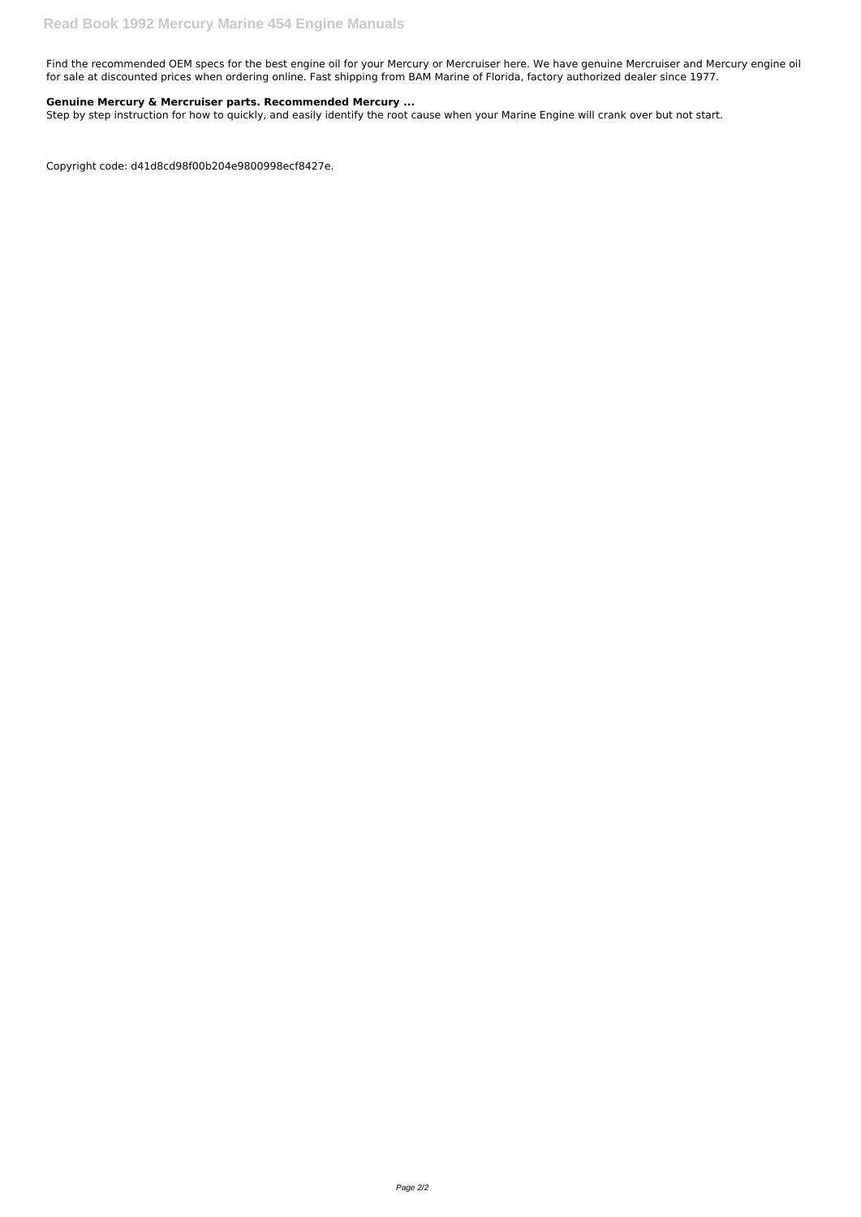Find the recommended OEM specs for the best engine oil for your Mercury or Mercruiser here. We have genuine Mercruiser and Mercury engine oil for sale at discounted prices when ordering online. Fast shipping from BAM Marine of Florida, factory authorized dealer since 1977.

**Genuine Mercury & Mercruiser parts. Recommended Mercury ...**

Step by step instruction for how to quickly, and easily identify the root cause when your Marine Engine will crank over but not start.

Copyright code: d41d8cd98f00b204e9800998ecf8427e.